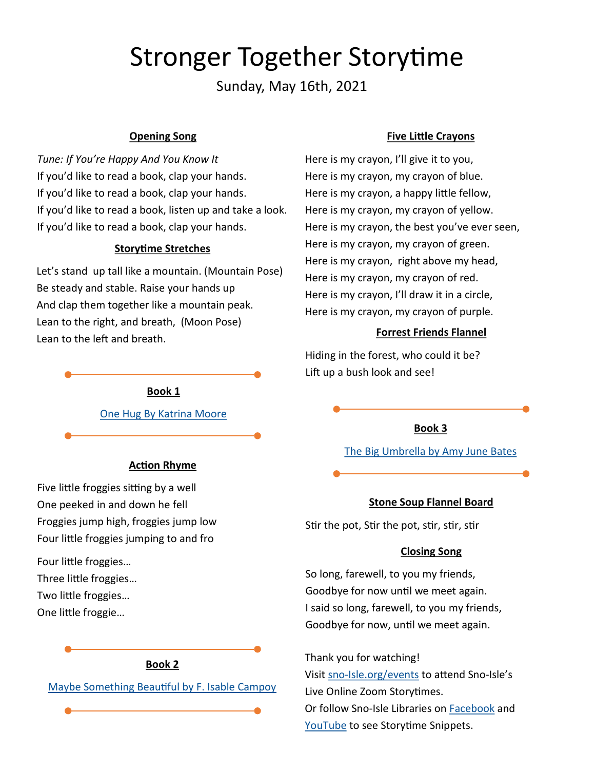# Stronger Together Storytime

Sunday, May 16th, 2021

**Opening Song**

*Tune: If You're Happy And You Know It*

If you'd like to read a book, clap your hands.
If you'd like to read a book, clap your hands.
If you'd like to read a book, listen up and take a look.
If you'd like to read a book, clap your hands.

**Storytime Stretches**

Let's stand up tall like a mountain. (Mountain Pose)
Be steady and stable. Raise your hands up
And clap them together like a mountain peak.
Lean to the right, and breath, (Moon Pose)
Lean to the left and breath.

---

**Book 1**

[One Hug By Katrina Moore]

---

**Action Rhyme**

Five little froggies sitting by a well
One peeked in and down he fell
Froggies jump high, froggies jump low
Four little froggies jumping to and fro

Four little froggies…
Three little froggies…
Two little froggies…
One little froggie…

---

**Book 2**

[Maybe Something Beautiful by F. Isable Campoy]

---

**Five Little Crayons**

Here is my crayon, I'll give it to you,
Here is my crayon, my crayon of blue.
Here is my crayon, a happy little fellow,
Here is my crayon, my crayon of yellow.
Here is my crayon, the best you've ever seen,
Here is my crayon, my crayon of green.
Here is my crayon, right above my head,
Here is my crayon, my crayon of red.
Here is my crayon, I'll draw it in a circle,
Here is my crayon, my crayon of purple.

**Forrest Friends Flannel**

Hiding in the forest, who could it be?
Lift up a bush look and see!

---

**Book 3**

[The Big Umbrella by Amy June Bates]

---

**Stone Soup Flannel Board**

Stir the pot, Stir the pot, stir, stir, stir

**Closing Song**

So long, farewell, to you my friends,
Goodbye for now until we meet again.
I said so long, farewell, to you my friends,
Goodbye for now, until we meet again.

Thank you for watching!
Visit [sno-Isle.org/events] to attend Sno-Isle's Live Online Zoom Storytimes.
Or follow Sno-Isle Libraries on [Facebook] and [YouTube] to see Storytime Snippets.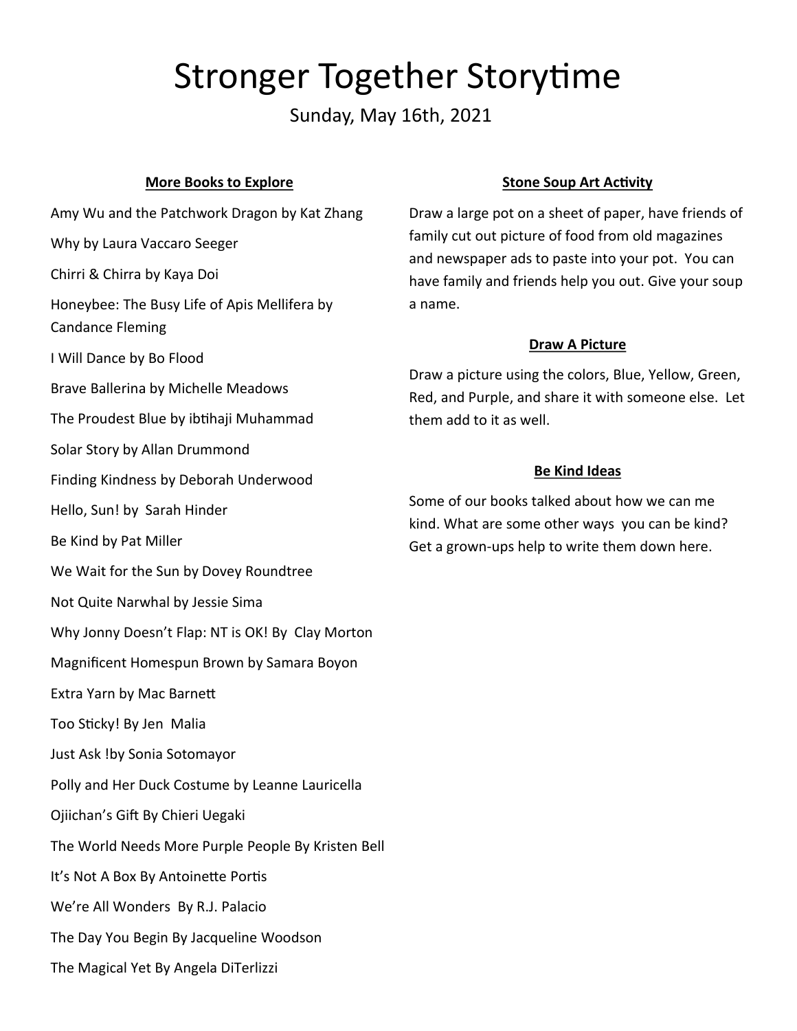# Stronger Together Storytime

Sunday, May 16th, 2021

## More Books to Explore

Amy Wu and the Patchwork Dragon by Kat Zhang

Why by Laura Vaccaro Seeger

Chirri & Chirra by Kaya Doi

Honeybee: The Busy Life of Apis Mellifera by Candance Fleming

I Will Dance by Bo Flood

Brave Ballerina by Michelle Meadows

The Proudest Blue by ibtihaji Muhammad

Solar Story by Allan Drummond

Finding Kindness by Deborah Underwood

Hello, Sun! by Sarah Hinder

Be Kind by Pat Miller

We Wait for the Sun by Dovey Roundtree

Not Quite Narwhal by Jessie Sima

Why Jonny Doesn't Flap: NT is OK! By Clay Morton

Magnificent Homespun Brown by Samara Boyon

Extra Yarn by Mac Barnett

Too Sticky! By Jen Malia

Just Ask !by Sonia Sotomayor

Polly and Her Duck Costume by Leanne Lauricella

Ojiichan's Gift By Chieri Uegaki

The World Needs More Purple People By Kristen Bell

It's Not A Box By Antoinette Portis

We're All Wonders By R.J. Palacio

The Day You Begin By Jacqueline Woodson

The Magical Yet By Angela DiTerlizzi

## Stone Soup Art Activity

Draw a large pot on a sheet of paper, have friends of family cut out picture of food from old magazines and newspaper ads to paste into your pot. You can have family and friends help you out. Give your soup a name.

## Draw A Picture

Draw a picture using the colors, Blue, Yellow, Green, Red, and Purple, and share it with someone else. Let them add to it as well.

## Be Kind Ideas

Some of our books talked about how we can me kind. What are some other ways you can be kind? Get a grown-ups help to write them down here.